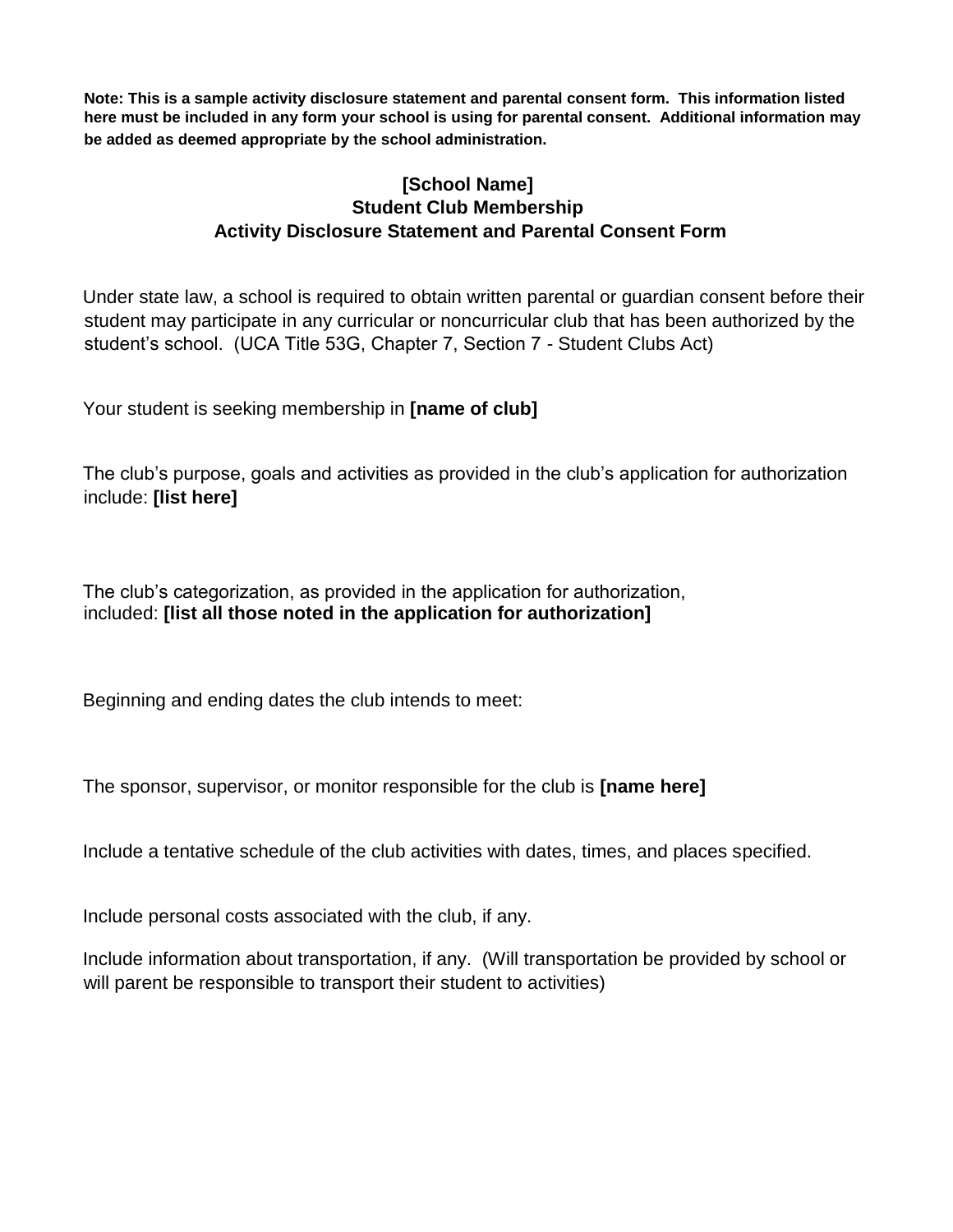**Note: This is a sample activity disclosure statement and parental consent form. This information listed here must be included in any form your school is using for parental consent. Additional information may be added as deemed appropriate by the school administration.**

# [School Name]
## Student Club Membership
## Activity Disclosure Statement and Parental Consent Form

Under state law, a school is required to obtain written parental or guardian consent before their student may participate in any curricular or noncurricular club that has been authorized by the student's school. (UCA Title 53G, Chapter 7, Section 7 - Student Clubs Act)

Your student is seeking membership in **[name of club]**

The club's purpose, goals and activities as provided in the club's application for authorization include: **[list here]**

The club's categorization, as provided in the application for authorization, included: **[list all those noted in the application for authorization]**

Beginning and ending dates the club intends to meet:

The sponsor, supervisor, or monitor responsible for the club is **[name here]**

Include a tentative schedule of the club activities with dates, times, and places specified.

Include personal costs associated with the club, if any.

Include information about transportation, if any. (Will transportation be provided by school or will parent be responsible to transport their student to activities)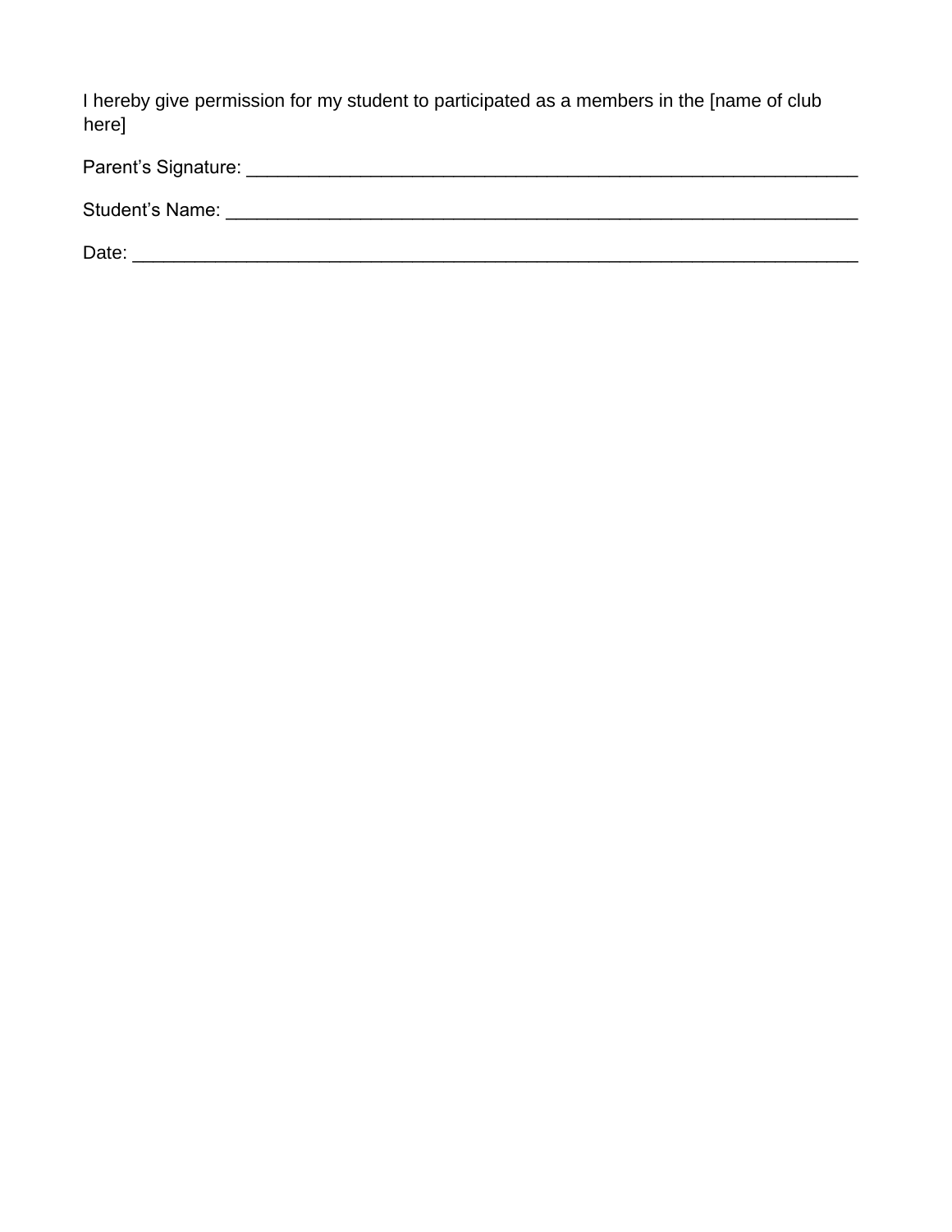I hereby give permission for my student to participated as a members in the [name of club here]

Parent's Signature: ______________________________________________________________

Student's Name: ________________________________________________________________

Date: ______________________________________________________________________